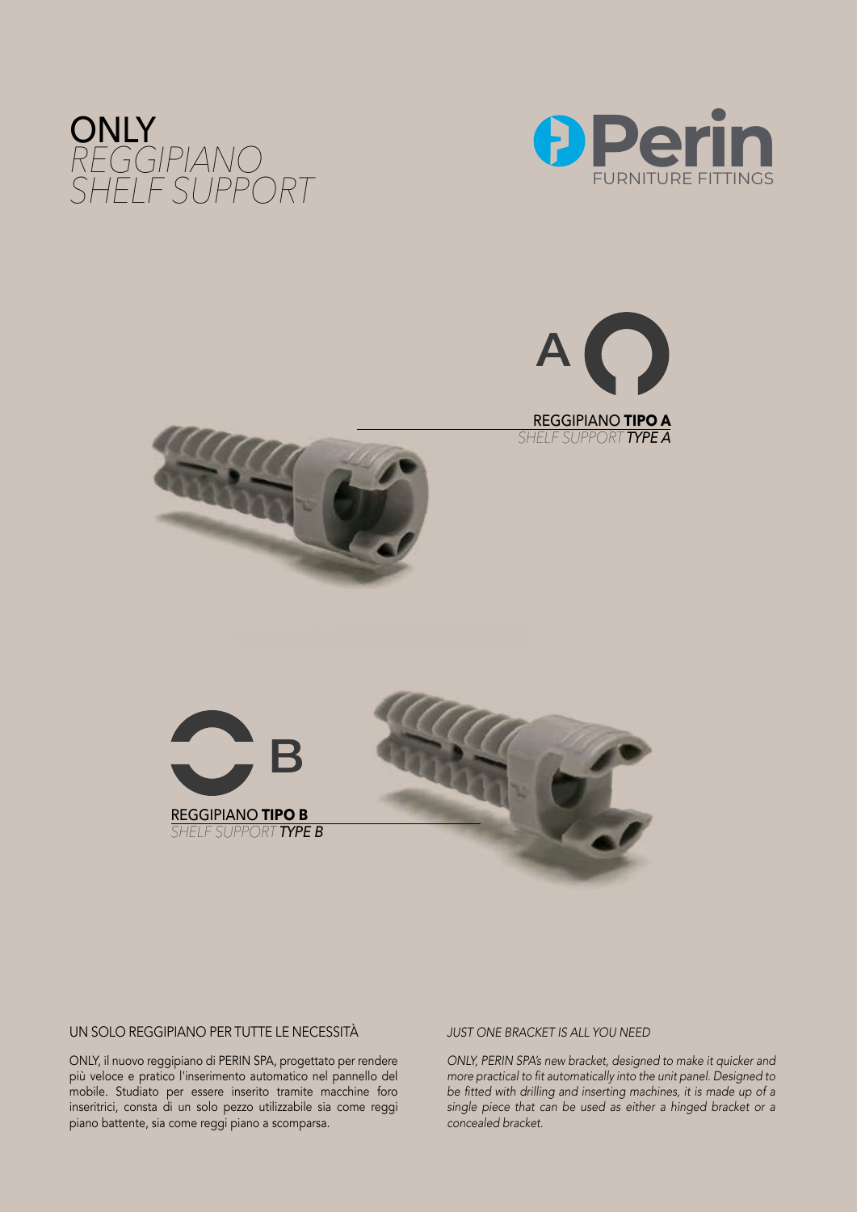# ONLY
## *REGGIPIANO*
## *SHELF SUPPORT*

Perin
FURNITURE FITTINGS

A

REGGIPIANO **TIPO A**
*SHELF SUPPORT* ***TYPE A***

B

REGGIPIANO **TIPO B**
*SHELF SUPPORT* ***TYPE B***

### UN SOLO REGGIPIANO PER TUTTE LE NECESSITÀ

ONLY, il nuovo reggipiano di PERIN SPA, progettato per rendere più veloce e pratico l'inserimento automatico nel pannello del mobile. Studiato per essere inserito tramite macchine foro inseritrici, consta di un solo pezzo utilizzabile sia come reggi piano battente, sia come reggi piano a scomparsa.

### *JUST ONE BRACKET IS ALL YOU NEED*

*ONLY, PERIN SPA's new bracket, designed to make it quicker and more practical to fit automatically into the unit panel. Designed to be fitted with drilling and inserting machines, it is made up of a single piece that can be used as either a hinged bracket or a concealed bracket.*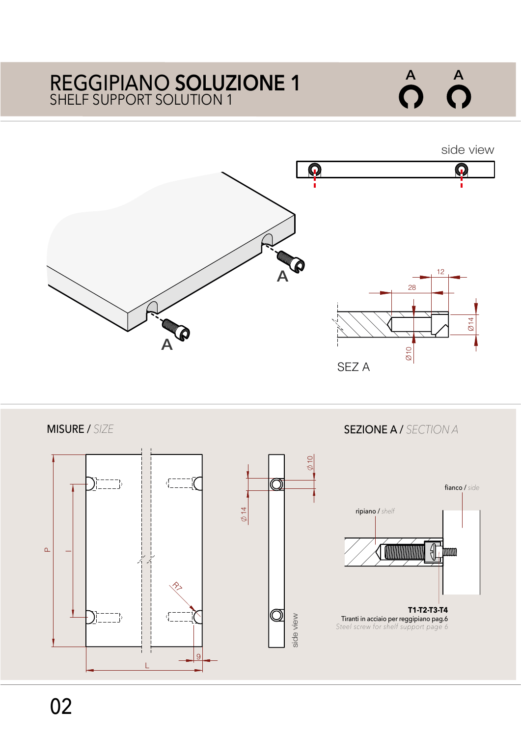# REGGIPIANO **SOLUZIONE 1**
SHELF SUPPORT SOLUTION 1

A A

side view

A

A

12

28

Ø14

Ø10

SEZ A

MISURE / *SIZE*

P

I

R7

9

L

Ø 14

Ø 10

side view

SEZIONE A / *SECTION A*

fianco / *side*

ripiano / *shelf*

**T1-T2-T3-T4**
Tiranti in acciaio per reggipiano pag.6
*Steel screw for shelf support page 6*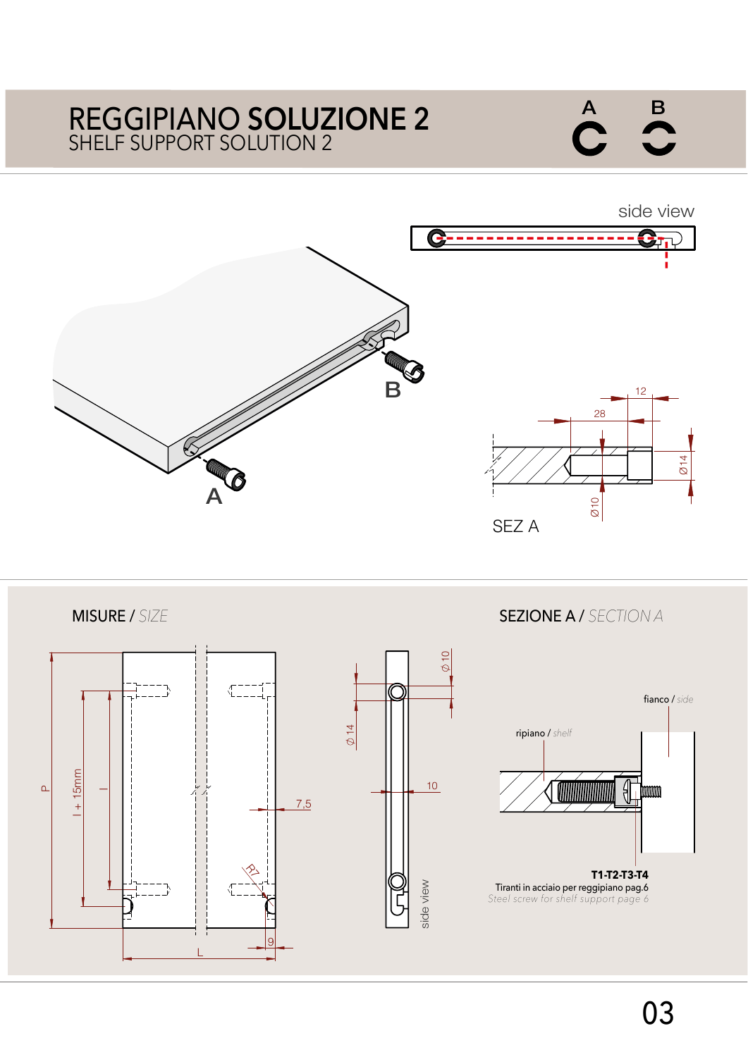# REGGIPIANO SOLUZIONE 2
## SHELF SUPPORT SOLUTION 2

A B

side view

A

B

12

28

Ø14

Ø10

SEZ A

## MISURE / *SIZE*

P

I + 15mm

I

7,5

R7

9

L

Ø 10

Ø 14

10

side view

## SEZIONE A / *SECTION A*

fianco / *side*

ripiano / *shelf*

**T1-T2-T3-T4**

Tiranti in acciaio per reggipiano pag.6

*Steel screw for shelf support page 6*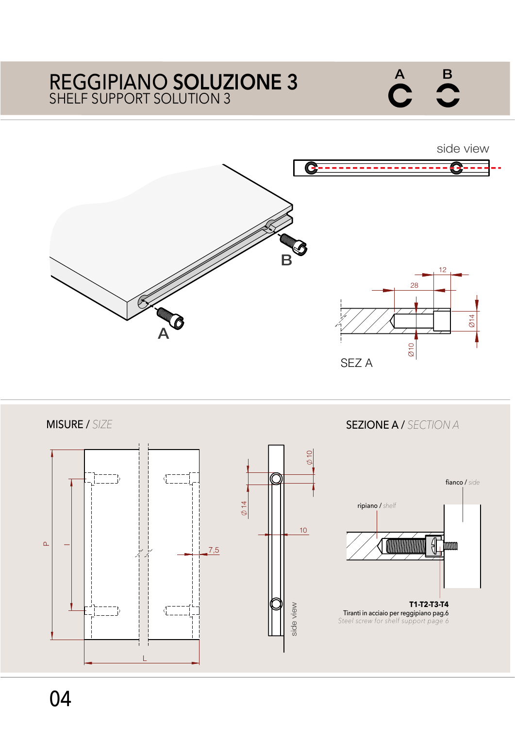# REGGIPIANO **SOLUZIONE 3**
SHELF SUPPORT SOLUTION 3

A B

side view

B

A

12

28

Ø14

Ø10

SEZ A

## MISURE / *SIZE*

P

I

7,5

L

Ø10

Ø14

10

side view

## SEZIONE A / *SECTION A*

fianco / *side*

ripiano / *shelf*

**T1-T2-T3-T4**
Tiranti in acciaio per reggipiano pag.6
*Steel screw for shelf support page 6*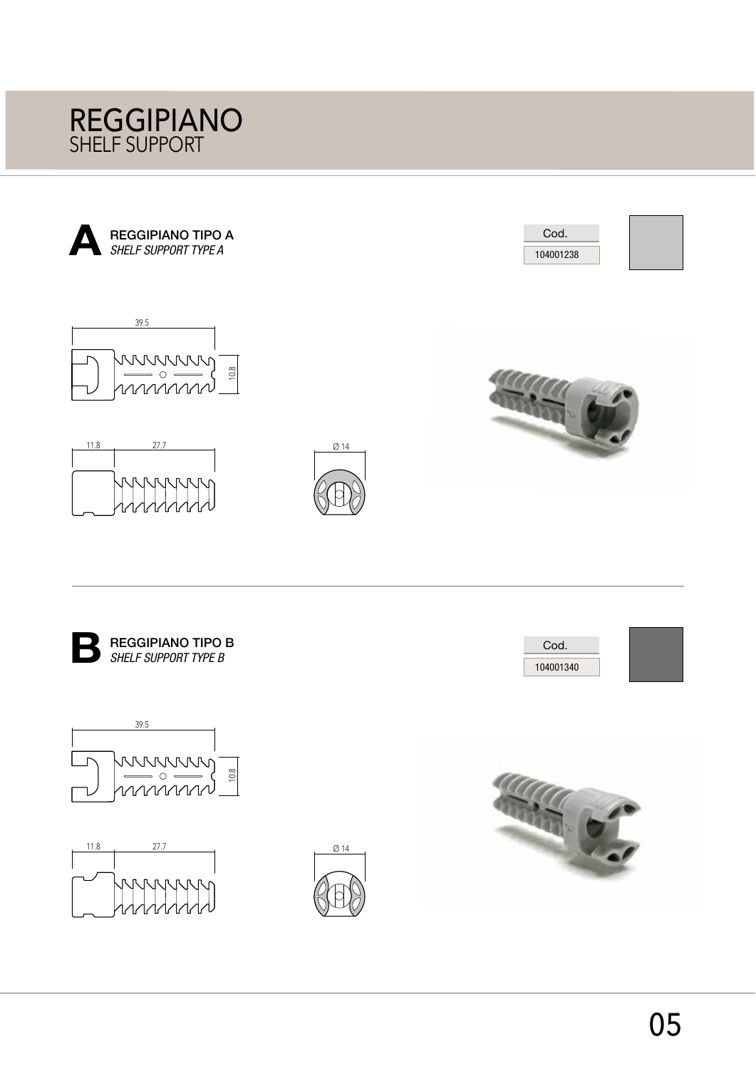# REGGIPIANO
## SHELF SUPPORT

### A REGGIPIANO TIPO A
*SHELF SUPPORT TYPE A*

| Cod. |
| --- |
| 104001238 |

39.5

10.8

11.8 27.7

Ø 14

### B REGGIPIANO TIPO B
*SHELF SUPPORT TYPE B*

| Cod. |
| --- |
| 104001340 |

39.5

10.8

11.8 27.7

Ø 14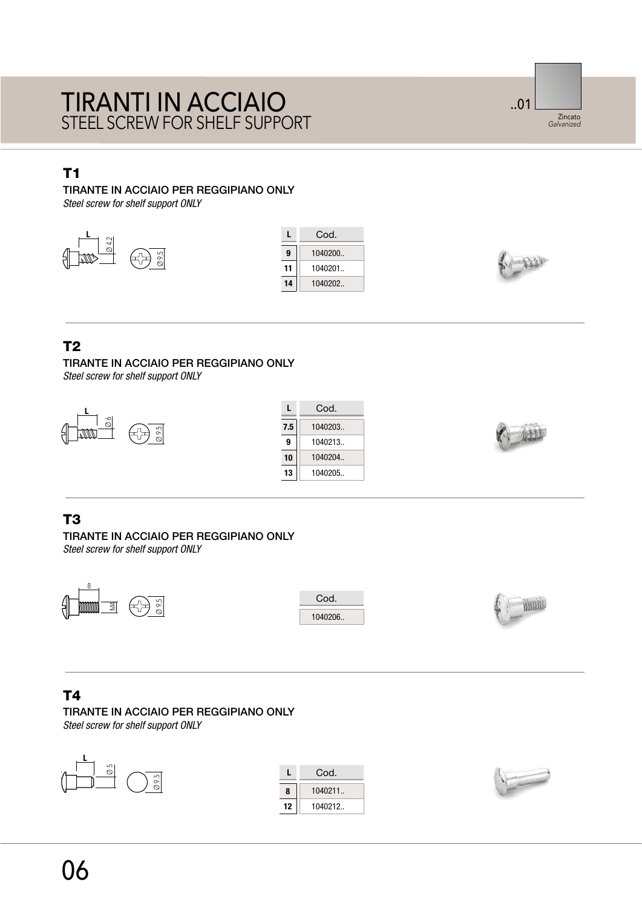# TIRANTI IN ACCIAIO

STEEL SCREW FOR SHELF SUPPORT

..01 Zincato *Galvanized*

## T1

TIRANTE IN ACCIAIO PER REGGIPIANO ONLY

*Steel screw for shelf support ONLY*

L Ø 4.2 Ø 9.5

| L | Cod. |
|---|---|
| **9** | 1040200.. |
| **11** | 1040201.. |
| **14** | 1040202.. |

## T2

TIRANTE IN ACCIAIO PER REGGIPIANO ONLY

*Steel screw for shelf support ONLY*

L Ø 6 Ø 9.5

| L | Cod. |
|---|---|
| **7.5** | 1040203.. |
| **9** | 1040213.. |
| **10** | 1040204.. |
| **13** | 1040205.. |

## T3

TIRANTE IN ACCIAIO PER REGGIPIANO ONLY

*Steel screw for shelf support ONLY*

8 M4 Ø 9.5

| Cod. |
|---|
| 1040206.. |

## T4

TIRANTE IN ACCIAIO PER REGGIPIANO ONLY

*Steel screw for shelf support ONLY*

L Ø 5 Ø 9.5

| L | Cod. |
|---|---|
| **8** | 1040211.. |
| **12** | 1040212.. |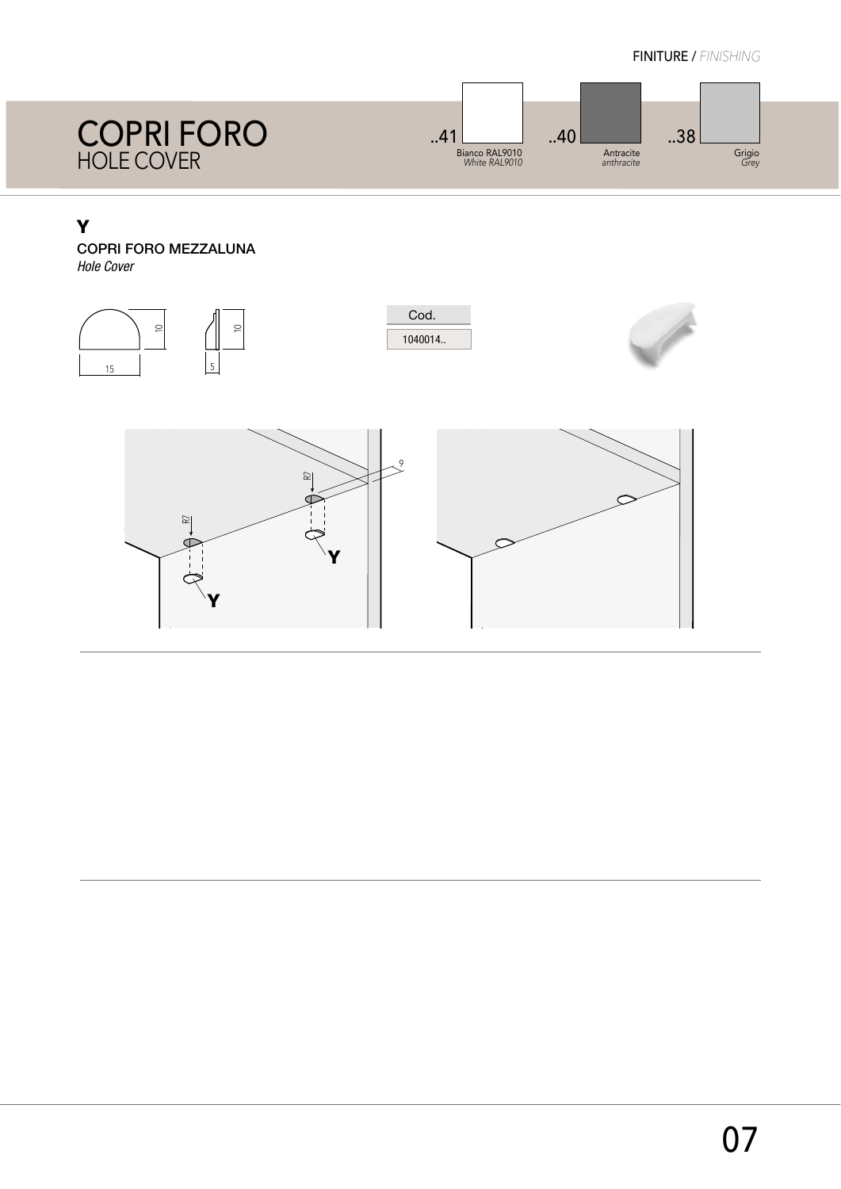FINITURE / *FINISHING*

# COPRI FORO
## HOLE COVER

| ..41 | ..40 | ..38 |
|---|---|---|
| Bianco RAL9010 *White RAL9010* | Antracite *anthracite* | Grigio *Grey* |

### Y

**COPRI FORO MEZZALUNA**
*Hole Cover*

| Cod. |
|---|
| 1040014.. |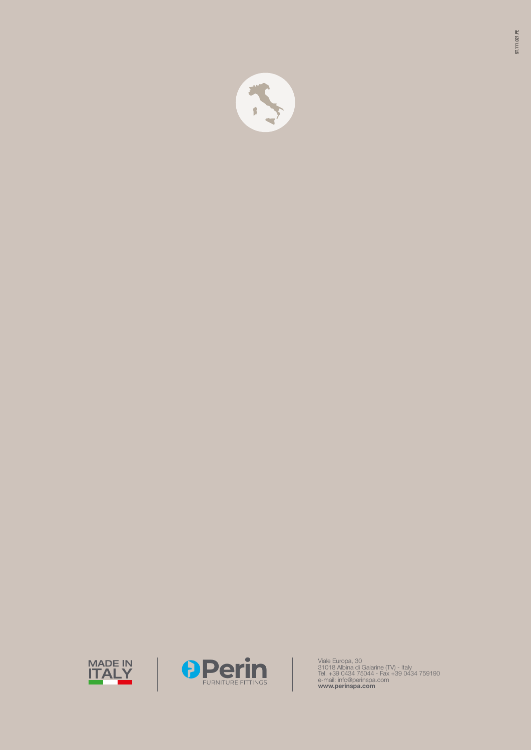MADE IN
ITALY

Perin
FURNITURE FITTINGS

Viale Europa, 30
31018 Albina di Gaiarine (TV) - Italy
Tel. +39 0434 75044 - Fax +39 0434 759190
e-mail: info@perinspa.com
**www.perinspa.com**

ST.111.021 PE